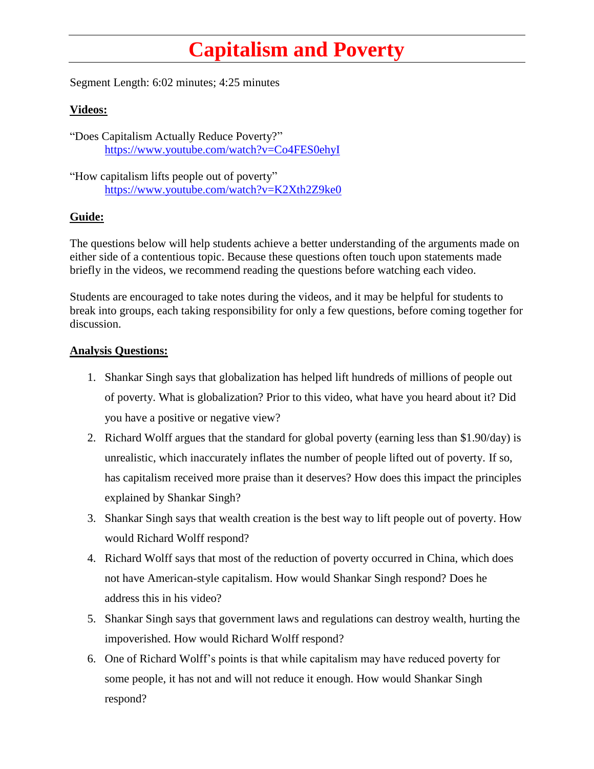# Capitalism and Poverty

Segment Length: 6:02 minutes; 4:25 minutes

**Videos:**

"Does Capitalism Actually Reduce Poverty?"
https://www.youtube.com/watch?v=Co4FES0ehyI

"How capitalism lifts people out of poverty"
https://www.youtube.com/watch?v=K2Xth2Z9ke0

**Guide:**

The questions below will help students achieve a better understanding of the arguments made on either side of a contentious topic. Because these questions often touch upon statements made briefly in the videos, we recommend reading the questions before watching each video.

Students are encouraged to take notes during the videos, and it may be helpful for students to break into groups, each taking responsibility for only a few questions, before coming together for discussion.

**Analysis Questions:**

1. Shankar Singh says that globalization has helped lift hundreds of millions of people out of poverty. What is globalization? Prior to this video, what have you heard about it? Did you have a positive or negative view?
2. Richard Wolff argues that the standard for global poverty (earning less than $1.90/day) is unrealistic, which inaccurately inflates the number of people lifted out of poverty. If so, has capitalism received more praise than it deserves? How does this impact the principles explained by Shankar Singh?
3. Shankar Singh says that wealth creation is the best way to lift people out of poverty. How would Richard Wolff respond?
4. Richard Wolff says that most of the reduction of poverty occurred in China, which does not have American-style capitalism. How would Shankar Singh respond? Does he address this in his video?
5. Shankar Singh says that government laws and regulations can destroy wealth, hurting the impoverished. How would Richard Wolff respond?
6. One of Richard Wolff's points is that while capitalism may have reduced poverty for some people, it has not and will not reduce it enough. How would Shankar Singh respond?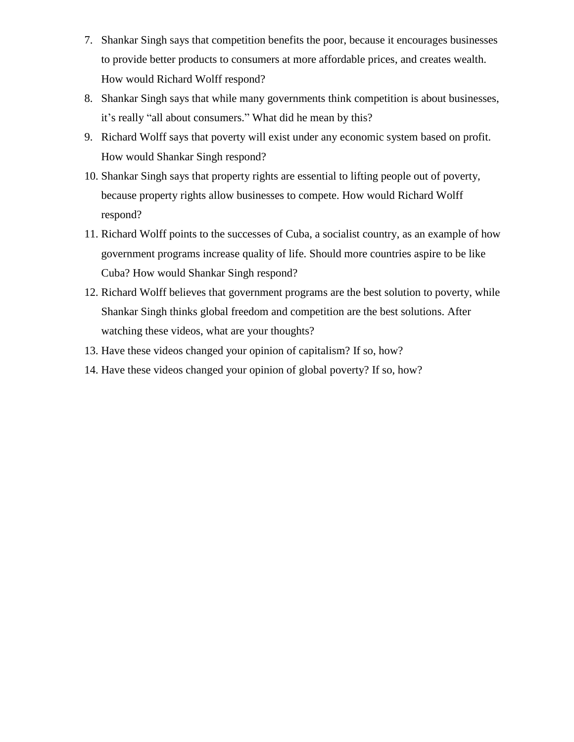7. Shankar Singh says that competition benefits the poor, because it encourages businesses to provide better products to consumers at more affordable prices, and creates wealth. How would Richard Wolff respond?
8. Shankar Singh says that while many governments think competition is about businesses, it's really "all about consumers." What did he mean by this?
9. Richard Wolff says that poverty will exist under any economic system based on profit. How would Shankar Singh respond?
10. Shankar Singh says that property rights are essential to lifting people out of poverty, because property rights allow businesses to compete. How would Richard Wolff respond?
11. Richard Wolff points to the successes of Cuba, a socialist country, as an example of how government programs increase quality of life. Should more countries aspire to be like Cuba? How would Shankar Singh respond?
12. Richard Wolff believes that government programs are the best solution to poverty, while Shankar Singh thinks global freedom and competition are the best solutions. After watching these videos, what are your thoughts?
13. Have these videos changed your opinion of capitalism? If so, how?
14. Have these videos changed your opinion of global poverty? If so, how?